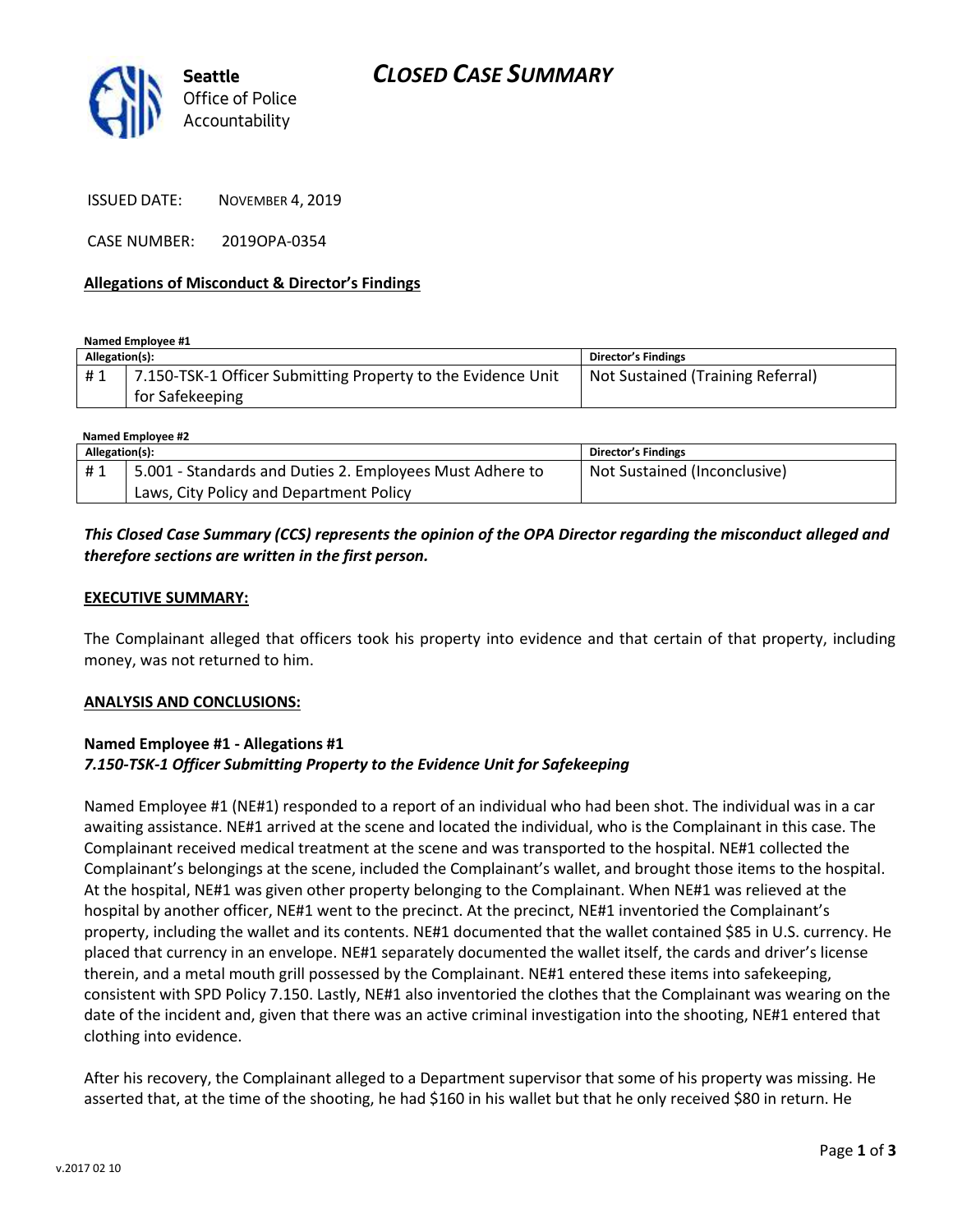# CLOSED CASE SUMMARY

Seattle Office of Police Accountability

ISSUED DATE: NOVEMBER 4, 2019

CASE NUMBER: 2019OPA-0354

### Allegations of Misconduct & Director's Findings

**Named Employee #1**

| Allegation(s): | | Director's Findings |
|---|---|---|
| # 1 | 7.150-TSK-1 Officer Submitting Property to the Evidence Unit for Safekeeping | Not Sustained (Training Referral) |

**Named Employee #2**

| Allegation(s): | | Director's Findings |
|---|---|---|
| # 1 | 5.001 - Standards and Duties 2. Employees Must Adhere to Laws, City Policy and Department Policy | Not Sustained (Inconclusive) |

***This Closed Case Summary (CCS) represents the opinion of the OPA Director regarding the misconduct alleged and therefore sections are written in the first person.***

**EXECUTIVE SUMMARY:**

The Complainant alleged that officers took his property into evidence and that certain of that property, including money, was not returned to him.

**ANALYSIS AND CONCLUSIONS:**

**Named Employee #1 - Allegations #1**
***7.150-TSK-1 Officer Submitting Property to the Evidence Unit for Safekeeping***

Named Employee #1 (NE#1) responded to a report of an individual who had been shot. The individual was in a car awaiting assistance. NE#1 arrived at the scene and located the individual, who is the Complainant in this case. The Complainant received medical treatment at the scene and was transported to the hospital. NE#1 collected the Complainant's belongings at the scene, included the Complainant's wallet, and brought those items to the hospital. At the hospital, NE#1 was given other property belonging to the Complainant. When NE#1 was relieved at the hospital by another officer, NE#1 went to the precinct. At the precinct, NE#1 inventoried the Complainant's property, including the wallet and its contents. NE#1 documented that the wallet contained $85 in U.S. currency. He placed that currency in an envelope. NE#1 separately documented the wallet itself, the cards and driver's license therein, and a metal mouth grill possessed by the Complainant. NE#1 entered these items into safekeeping, consistent with SPD Policy 7.150. Lastly, NE#1 also inventoried the clothes that the Complainant was wearing on the date of the incident and, given that there was an active criminal investigation into the shooting, NE#1 entered that clothing into evidence.

After his recovery, the Complainant alleged to a Department supervisor that some of his property was missing. He asserted that, at the time of the shooting, he had $160 in his wallet but that he only received $80 in return. He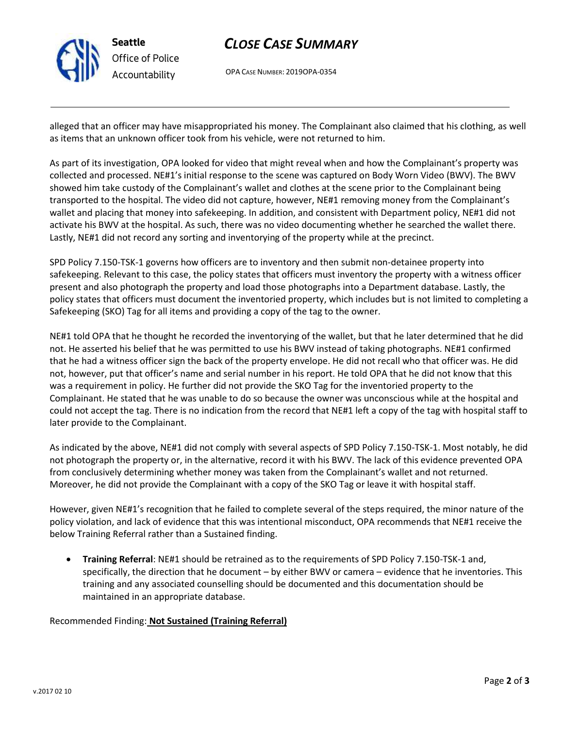alleged that an officer may have misappropriated his money. The Complainant also claimed that his clothing, as well as items that an unknown officer took from his vehicle, were not returned to him.

As part of its investigation, OPA looked for video that might reveal when and how the Complainant's property was collected and processed. NE#1's initial response to the scene was captured on Body Worn Video (BWV). The BWV showed him take custody of the Complainant's wallet and clothes at the scene prior to the Complainant being transported to the hospital. The video did not capture, however, NE#1 removing money from the Complainant's wallet and placing that money into safekeeping. In addition, and consistent with Department policy, NE#1 did not activate his BWV at the hospital. As such, there was no video documenting whether he searched the wallet there. Lastly, NE#1 did not record any sorting and inventorying of the property while at the precinct.

SPD Policy 7.150-TSK-1 governs how officers are to inventory and then submit non-detainee property into safekeeping. Relevant to this case, the policy states that officers must inventory the property with a witness officer present and also photograph the property and load those photographs into a Department database. Lastly, the policy states that officers must document the inventoried property, which includes but is not limited to completing a Safekeeping (SKO) Tag for all items and providing a copy of the tag to the owner.

NE#1 told OPA that he thought he recorded the inventorying of the wallet, but that he later determined that he did not. He asserted his belief that he was permitted to use his BWV instead of taking photographs. NE#1 confirmed that he had a witness officer sign the back of the property envelope. He did not recall who that officer was. He did not, however, put that officer's name and serial number in his report. He told OPA that he did not know that this was a requirement in policy. He further did not provide the SKO Tag for the inventoried property to the Complainant. He stated that he was unable to do so because the owner was unconscious while at the hospital and could not accept the tag. There is no indication from the record that NE#1 left a copy of the tag with hospital staff to later provide to the Complainant.

As indicated by the above, NE#1 did not comply with several aspects of SPD Policy 7.150-TSK-1. Most notably, he did not photograph the property or, in the alternative, record it with his BWV. The lack of this evidence prevented OPA from conclusively determining whether money was taken from the Complainant's wallet and not returned. Moreover, he did not provide the Complainant with a copy of the SKO Tag or leave it with hospital staff.

However, given NE#1's recognition that he failed to complete several of the steps required, the minor nature of the policy violation, and lack of evidence that this was intentional misconduct, OPA recommends that NE#1 receive the below Training Referral rather than a Sustained finding.

- **Training Referral**: NE#1 should be retrained as to the requirements of SPD Policy 7.150-TSK-1 and, specifically, the direction that he document – by either BWV or camera – evidence that he inventories. This training and any associated counselling should be documented and this documentation should be maintained in an appropriate database.

Recommended Finding: **Not Sustained (Training Referral)**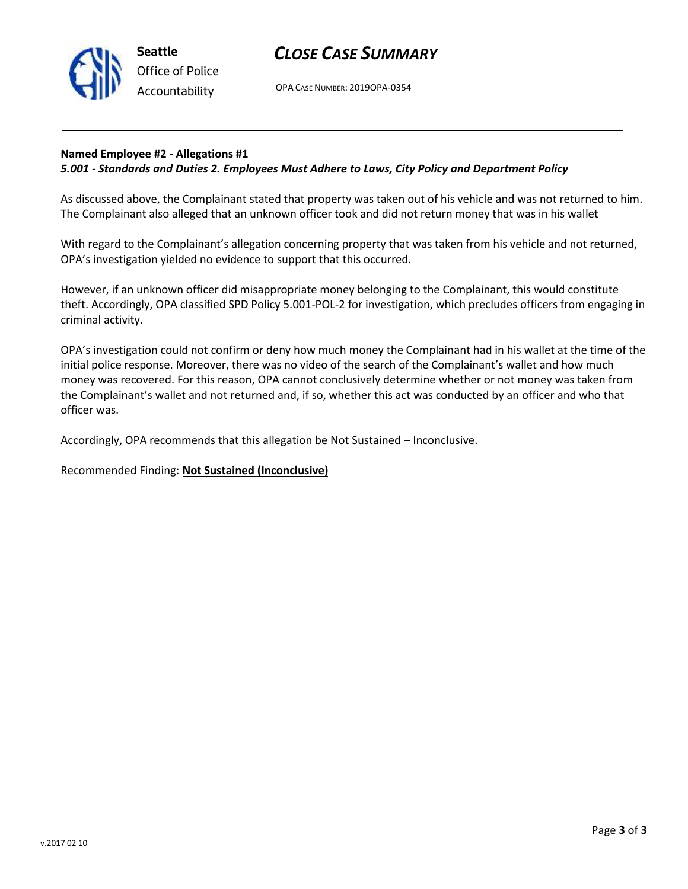**Named Employee #2 - Allegations #1**
***5.001 - Standards and Duties 2. Employees Must Adhere to Laws, City Policy and Department Policy***

As discussed above, the Complainant stated that property was taken out of his vehicle and was not returned to him. The Complainant also alleged that an unknown officer took and did not return money that was in his wallet

With regard to the Complainant's allegation concerning property that was taken from his vehicle and not returned, OPA's investigation yielded no evidence to support that this occurred.

However, if an unknown officer did misappropriate money belonging to the Complainant, this would constitute theft. Accordingly, OPA classified SPD Policy 5.001-POL-2 for investigation, which precludes officers from engaging in criminal activity.

OPA's investigation could not confirm or deny how much money the Complainant had in his wallet at the time of the initial police response. Moreover, there was no video of the search of the Complainant's wallet and how much money was recovered. For this reason, OPA cannot conclusively determine whether or not money was taken from the Complainant's wallet and not returned and, if so, whether this act was conducted by an officer and who that officer was.

Accordingly, OPA recommends that this allegation be Not Sustained – Inconclusive.

Recommended Finding: **Not Sustained (Inconclusive)**